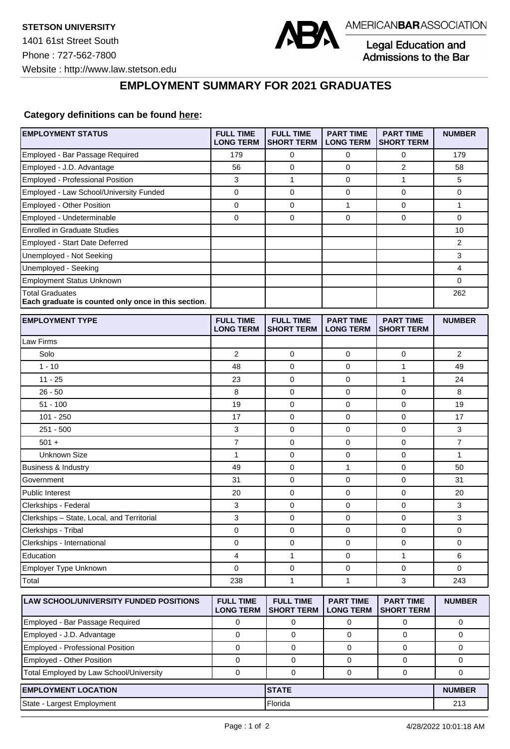**STETSON UNIVERSITY**
1401 61st Street South
Phone : 727-562-7800
Website : http://www.law.stetson.edu

AMERICANBARASSOCIATION
Legal Education and Admissions to the Bar

# EMPLOYMENT SUMMARY FOR 2021 GRADUATES

**Category definitions can be found here:**

| EMPLOYMENT STATUS | FULL TIME LONG TERM | FULL TIME SHORT TERM | PART TIME LONG TERM | PART TIME SHORT TERM | NUMBER |
|---|---|---|---|---|---|
| Employed - Bar Passage Required | 179 | 0 | 0 | 0 | 179 |
| Employed - J.D. Advantage | 56 | 0 | 0 | 2 | 58 |
| Employed - Professional Position | 3 | 1 | 0 | 1 | 5 |
| Employed - Law School/University Funded | 0 | 0 | 0 | 0 | 0 |
| Employed - Other Position | 0 | 0 | 1 | 0 | 1 |
| Employed - Undeterminable | 0 | 0 | 0 | 0 | 0 |
| Enrolled in Graduate Studies | | | | | 10 |
| Employed - Start Date Deferred | | | | | 2 |
| Unemployed - Not Seeking | | | | | 3 |
| Unemployed - Seeking | | | | | 4 |
| Employment Status Unknown | | | | | 0 |
| Total Graduates **Each graduate is counted only once in this section**. | | | | | 262 |

| EMPLOYMENT TYPE | FULL TIME LONG TERM | FULL TIME SHORT TERM | PART TIME LONG TERM | PART TIME SHORT TERM | NUMBER |
|---|---|---|---|---|---|
| Law Firms | | | | | |
| Solo | 2 | 0 | 0 | 0 | 2 |
| 1 - 10 | 48 | 0 | 0 | 1 | 49 |
| 11 - 25 | 23 | 0 | 0 | 1 | 24 |
| 26 - 50 | 8 | 0 | 0 | 0 | 8 |
| 51 - 100 | 19 | 0 | 0 | 0 | 19 |
| 101 - 250 | 17 | 0 | 0 | 0 | 17 |
| 251 - 500 | 3 | 0 | 0 | 0 | 3 |
| 501 + | 7 | 0 | 0 | 0 | 7 |
| Unknown Size | 1 | 0 | 0 | 0 | 1 |
| Business & Industry | 49 | 0 | 1 | 0 | 50 |
| Government | 31 | 0 | 0 | 0 | 31 |
| Public Interest | 20 | 0 | 0 | 0 | 20 |
| Clerkships - Federal | 3 | 0 | 0 | 0 | 3 |
| Clerkships – State, Local, and Territorial | 3 | 0 | 0 | 0 | 3 |
| Clerkships - Tribal | 0 | 0 | 0 | 0 | 0 |
| Clerkships - International | 0 | 0 | 0 | 0 | 0 |
| Education | 4 | 1 | 0 | 1 | 6 |
| Employer Type Unknown | 0 | 0 | 0 | 0 | 0 |
| Total | 238 | 1 | 1 | 3 | 243 |

| LAW SCHOOL/UNIVERSITY FUNDED POSITIONS | FULL TIME LONG TERM | FULL TIME SHORT TERM | PART TIME LONG TERM | PART TIME SHORT TERM | NUMBER |
|---|---|---|---|---|---|
| Employed - Bar Passage Required | 0 | 0 | 0 | 0 | 0 |
| Employed - J.D. Advantage | 0 | 0 | 0 | 0 | 0 |
| Employed - Professional Position | 0 | 0 | 0 | 0 | 0 |
| Employed - Other Position | 0 | 0 | 0 | 0 | 0 |
| Total Employed by Law School/University | 0 | 0 | 0 | 0 | 0 |

| EMPLOYMENT LOCATION | STATE | NUMBER |
|---|---|---|
| State - Largest Employment | Florida | 213 |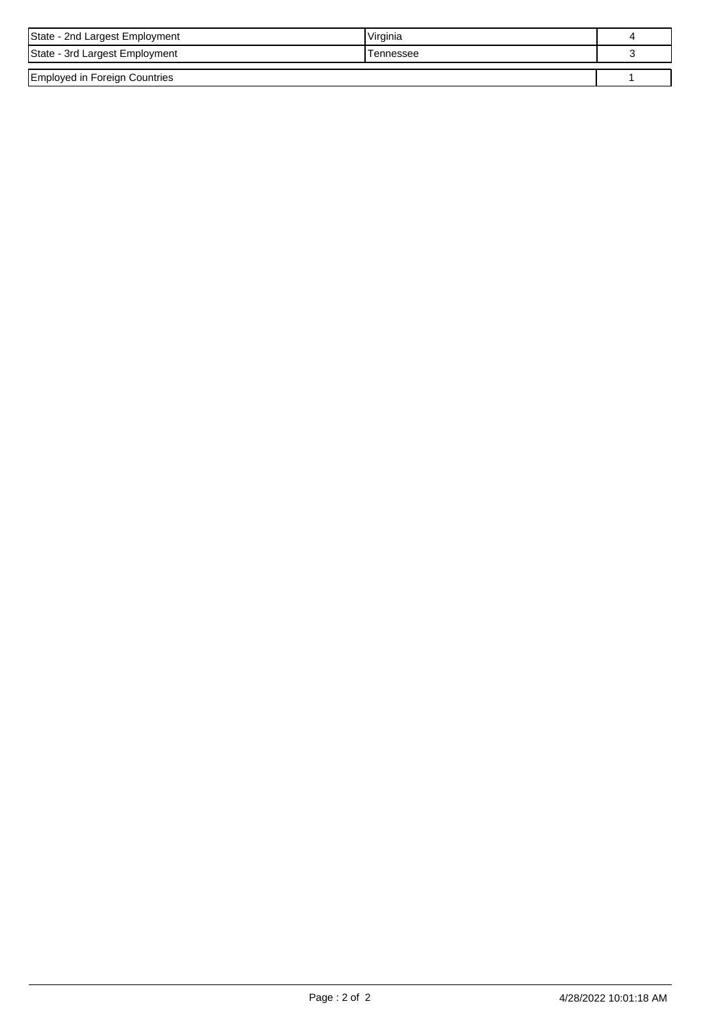| | | |
|---|---|---|
| State - 2nd Largest Employment | Virginia | 4 |
| State - 3rd Largest Employment | Tennessee | 3 |

| | |
|---|---|
| Employed in Foreign Countries | 1 |